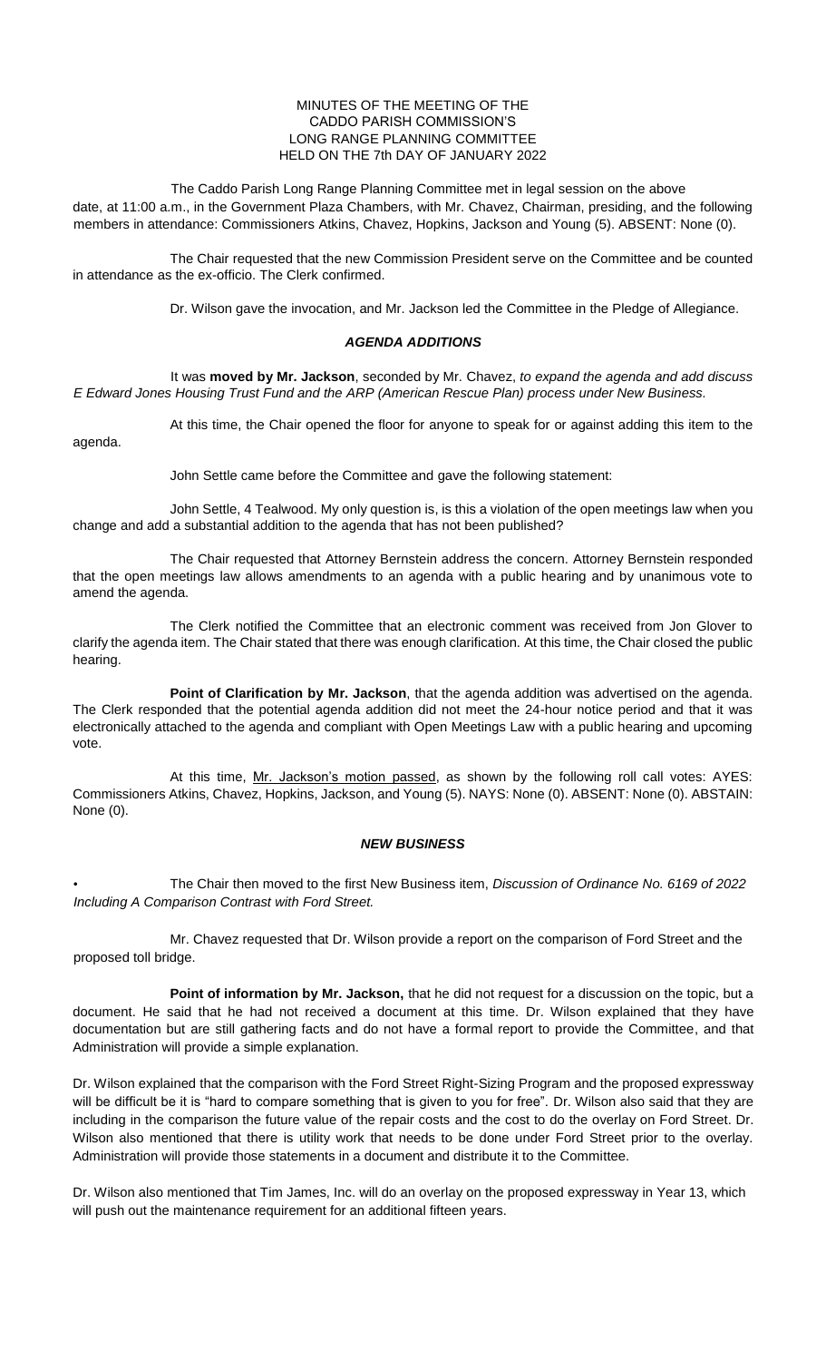MINUTES OF THE MEETING OF THE
CADDO PARISH COMMISSION'S
LONG RANGE PLANNING COMMITTEE
HELD ON THE 7th DAY OF JANUARY 2022

The Caddo Parish Long Range Planning Committee met in legal session on the above date, at 11:00 a.m., in the Government Plaza Chambers, with Mr. Chavez, Chairman, presiding, and the following members in attendance: Commissioners Atkins, Chavez, Hopkins, Jackson and Young (5). ABSENT: None (0).

The Chair requested that the new Commission President serve on the Committee and be counted in attendance as the ex-officio. The Clerk confirmed.

Dr. Wilson gave the invocation, and Mr. Jackson led the Committee in the Pledge of Allegiance.

***AGENDA ADDITIONS***

It was **moved by Mr. Jackson**, seconded by Mr. Chavez, *to expand the agenda and add discuss E Edward Jones Housing Trust Fund and the ARP (American Rescue Plan) process under New Business.*

At this time, the Chair opened the floor for anyone to speak for or against adding this item to the agenda.

John Settle came before the Committee and gave the following statement:

John Settle, 4 Tealwood. My only question is, is this a violation of the open meetings law when you change and add a substantial addition to the agenda that has not been published?

The Chair requested that Attorney Bernstein address the concern. Attorney Bernstein responded that the open meetings law allows amendments to an agenda with a public hearing and by unanimous vote to amend the agenda.

The Clerk notified the Committee that an electronic comment was received from Jon Glover to clarify the agenda item. The Chair stated that there was enough clarification. At this time, the Chair closed the public hearing.

**Point of Clarification by Mr. Jackson**, that the agenda addition was advertised on the agenda. The Clerk responded that the potential agenda addition did not meet the 24-hour notice period and that it was electronically attached to the agenda and compliant with Open Meetings Law with a public hearing and upcoming vote.

At this time, Mr. Jackson's motion passed, as shown by the following roll call votes: AYES: Commissioners Atkins, Chavez, Hopkins, Jackson, and Young (5). NAYS: None (0). ABSENT: None (0). ABSTAIN: None (0).

***NEW BUSINESS***

- The Chair then moved to the first New Business item, *Discussion of Ordinance No. 6169 of 2022 Including A Comparison Contrast with Ford Street.*

Mr. Chavez requested that Dr. Wilson provide a report on the comparison of Ford Street and the proposed toll bridge.

**Point of information by Mr. Jackson,** that he did not request for a discussion on the topic, but a document. He said that he had not received a document at this time. Dr. Wilson explained that they have documentation but are still gathering facts and do not have a formal report to provide the Committee, and that Administration will provide a simple explanation.

Dr. Wilson explained that the comparison with the Ford Street Right-Sizing Program and the proposed expressway will be difficult be it is "hard to compare something that is given to you for free". Dr. Wilson also said that they are including in the comparison the future value of the repair costs and the cost to do the overlay on Ford Street. Dr. Wilson also mentioned that there is utility work that needs to be done under Ford Street prior to the overlay. Administration will provide those statements in a document and distribute it to the Committee.

Dr. Wilson also mentioned that Tim James, Inc. will do an overlay on the proposed expressway in Year 13, which will push out the maintenance requirement for an additional fifteen years.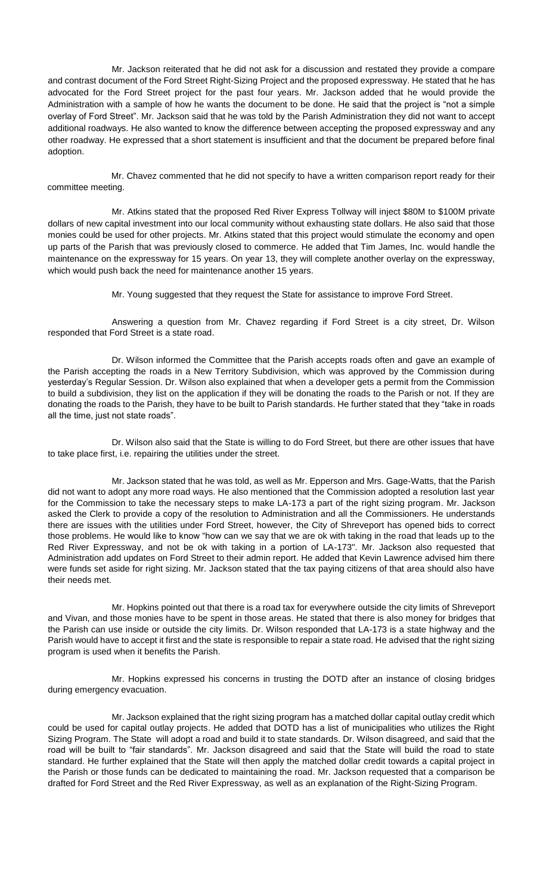Mr. Jackson reiterated that he did not ask for a discussion and restated they provide a compare and contrast document of the Ford Street Right-Sizing Project and the proposed expressway. He stated that he has advocated for the Ford Street project for the past four years. Mr. Jackson added that he would provide the Administration with a sample of how he wants the document to be done. He said that the project is "not a simple overlay of Ford Street". Mr. Jackson said that he was told by the Parish Administration they did not want to accept additional roadways. He also wanted to know the difference between accepting the proposed expressway and any other roadway. He expressed that a short statement is insufficient and that the document be prepared before final adoption.

Mr. Chavez commented that he did not specify to have a written comparison report ready for their committee meeting.

Mr. Atkins stated that the proposed Red River Express Tollway will inject \$80M to \$100M private dollars of new capital investment into our local community without exhausting state dollars. He also said that those monies could be used for other projects. Mr. Atkins stated that this project would stimulate the economy and open up parts of the Parish that was previously closed to commerce. He added that Tim James, Inc. would handle the maintenance on the expressway for 15 years. On year 13, they will complete another overlay on the expressway, which would push back the need for maintenance another 15 years.

Mr. Young suggested that they request the State for assistance to improve Ford Street.

Answering a question from Mr. Chavez regarding if Ford Street is a city street, Dr. Wilson responded that Ford Street is a state road.

Dr. Wilson informed the Committee that the Parish accepts roads often and gave an example of the Parish accepting the roads in a New Territory Subdivision, which was approved by the Commission during yesterday's Regular Session. Dr. Wilson also explained that when a developer gets a permit from the Commission to build a subdivision, they list on the application if they will be donating the roads to the Parish or not. If they are donating the roads to the Parish, they have to be built to Parish standards. He further stated that they "take in roads all the time, just not state roads".

Dr. Wilson also said that the State is willing to do Ford Street, but there are other issues that have to take place first, i.e. repairing the utilities under the street.

Mr. Jackson stated that he was told, as well as Mr. Epperson and Mrs. Gage-Watts, that the Parish did not want to adopt any more road ways. He also mentioned that the Commission adopted a resolution last year for the Commission to take the necessary steps to make LA-173 a part of the right sizing program. Mr. Jackson asked the Clerk to provide a copy of the resolution to Administration and all the Commissioners. He understands there are issues with the utilities under Ford Street, however, the City of Shreveport has opened bids to correct those problems. He would like to know "how can we say that we are ok with taking in the road that leads up to the Red River Expressway, and not be ok with taking in a portion of LA-173". Mr. Jackson also requested that Administration add updates on Ford Street to their admin report. He added that Kevin Lawrence advised him there were funds set aside for right sizing. Mr. Jackson stated that the tax paying citizens of that area should also have their needs met.

Mr. Hopkins pointed out that there is a road tax for everywhere outside the city limits of Shreveport and Vivan, and those monies have to be spent in those areas. He stated that there is also money for bridges that the Parish can use inside or outside the city limits. Dr. Wilson responded that LA-173 is a state highway and the Parish would have to accept it first and the state is responsible to repair a state road. He advised that the right sizing program is used when it benefits the Parish.

Mr. Hopkins expressed his concerns in trusting the DOTD after an instance of closing bridges during emergency evacuation.

Mr. Jackson explained that the right sizing program has a matched dollar capital outlay credit which could be used for capital outlay projects. He added that DOTD has a list of municipalities who utilizes the Right Sizing Program. The State will adopt a road and build it to state standards. Dr. Wilson disagreed, and said that the road will be built to "fair standards". Mr. Jackson disagreed and said that the State will build the road to state standard. He further explained that the State will then apply the matched dollar credit towards a capital project in the Parish or those funds can be dedicated to maintaining the road. Mr. Jackson requested that a comparison be drafted for Ford Street and the Red River Expressway, as well as an explanation of the Right-Sizing Program.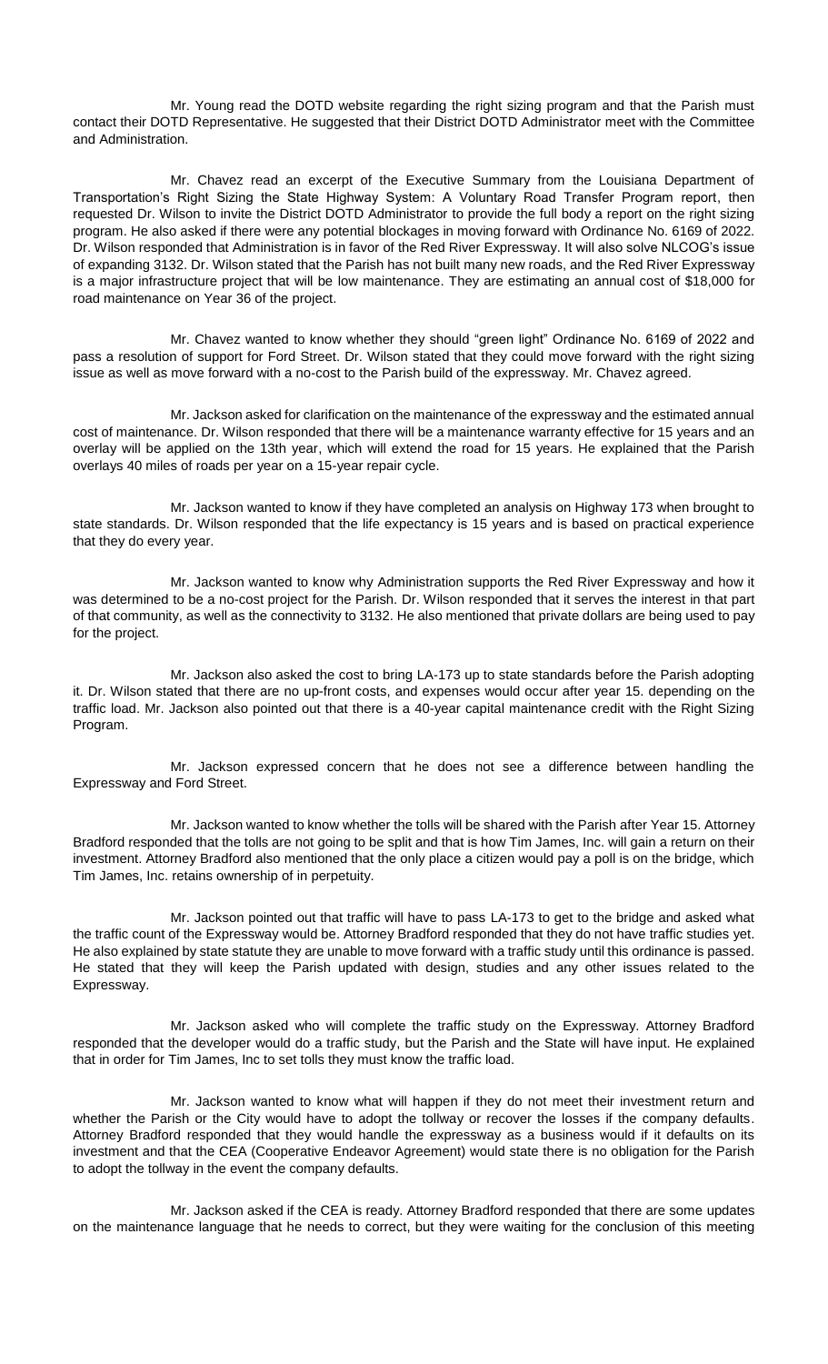Mr. Young read the DOTD website regarding the right sizing program and that the Parish must contact their DOTD Representative. He suggested that their District DOTD Administrator meet with the Committee and Administration.

Mr. Chavez read an excerpt of the Executive Summary from the Louisiana Department of Transportation's Right Sizing the State Highway System: A Voluntary Road Transfer Program report, then requested Dr. Wilson to invite the District DOTD Administrator to provide the full body a report on the right sizing program. He also asked if there were any potential blockages in moving forward with Ordinance No. 6169 of 2022. Dr. Wilson responded that Administration is in favor of the Red River Expressway. It will also solve NLCOG's issue of expanding 3132. Dr. Wilson stated that the Parish has not built many new roads, and the Red River Expressway is a major infrastructure project that will be low maintenance. They are estimating an annual cost of $18,000 for road maintenance on Year 36 of the project.

Mr. Chavez wanted to know whether they should "green light" Ordinance No. 6169 of 2022 and pass a resolution of support for Ford Street. Dr. Wilson stated that they could move forward with the right sizing issue as well as move forward with a no-cost to the Parish build of the expressway. Mr. Chavez agreed.

Mr. Jackson asked for clarification on the maintenance of the expressway and the estimated annual cost of maintenance. Dr. Wilson responded that there will be a maintenance warranty effective for 15 years and an overlay will be applied on the 13th year, which will extend the road for 15 years. He explained that the Parish overlays 40 miles of roads per year on a 15-year repair cycle.

Mr. Jackson wanted to know if they have completed an analysis on Highway 173 when brought to state standards. Dr. Wilson responded that the life expectancy is 15 years and is based on practical experience that they do every year.

Mr. Jackson wanted to know why Administration supports the Red River Expressway and how it was determined to be a no-cost project for the Parish. Dr. Wilson responded that it serves the interest in that part of that community, as well as the connectivity to 3132. He also mentioned that private dollars are being used to pay for the project.

Mr. Jackson also asked the cost to bring LA-173 up to state standards before the Parish adopting it. Dr. Wilson stated that there are no up-front costs, and expenses would occur after year 15. depending on the traffic load. Mr. Jackson also pointed out that there is a 40-year capital maintenance credit with the Right Sizing Program.

Mr. Jackson expressed concern that he does not see a difference between handling the Expressway and Ford Street.

Mr. Jackson wanted to know whether the tolls will be shared with the Parish after Year 15. Attorney Bradford responded that the tolls are not going to be split and that is how Tim James, Inc. will gain a return on their investment. Attorney Bradford also mentioned that the only place a citizen would pay a poll is on the bridge, which Tim James, Inc. retains ownership of in perpetuity.

Mr. Jackson pointed out that traffic will have to pass LA-173 to get to the bridge and asked what the traffic count of the Expressway would be. Attorney Bradford responded that they do not have traffic studies yet. He also explained by state statute they are unable to move forward with a traffic study until this ordinance is passed. He stated that they will keep the Parish updated with design, studies and any other issues related to the Expressway.

Mr. Jackson asked who will complete the traffic study on the Expressway. Attorney Bradford responded that the developer would do a traffic study, but the Parish and the State will have input. He explained that in order for Tim James, Inc to set tolls they must know the traffic load.

Mr. Jackson wanted to know what will happen if they do not meet their investment return and whether the Parish or the City would have to adopt the tollway or recover the losses if the company defaults. Attorney Bradford responded that they would handle the expressway as a business would if it defaults on its investment and that the CEA (Cooperative Endeavor Agreement) would state there is no obligation for the Parish to adopt the tollway in the event the company defaults.

Mr. Jackson asked if the CEA is ready. Attorney Bradford responded that there are some updates on the maintenance language that he needs to correct, but they were waiting for the conclusion of this meeting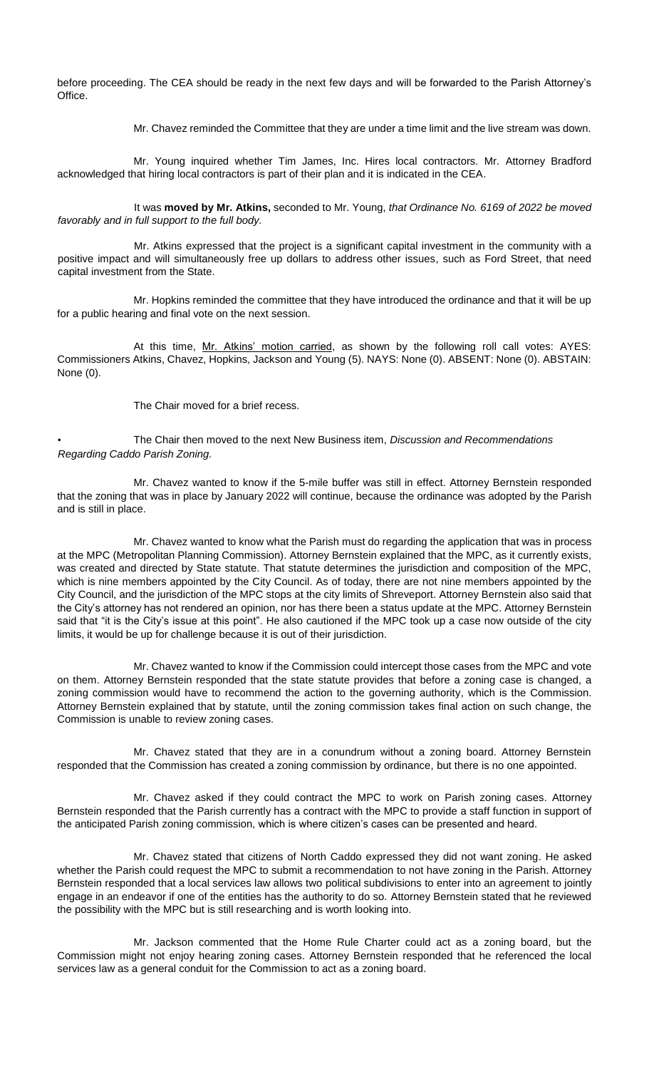before proceeding. The CEA should be ready in the next few days and will be forwarded to the Parish Attorney's Office.

Mr. Chavez reminded the Committee that they are under a time limit and the live stream was down.

Mr. Young inquired whether Tim James, Inc. Hires local contractors. Mr. Attorney Bradford acknowledged that hiring local contractors is part of their plan and it is indicated in the CEA.

It was **moved by Mr. Atkins,** seconded to Mr. Young, *that Ordinance No. 6169 of 2022 be moved favorably and in full support to the full body.*

Mr. Atkins expressed that the project is a significant capital investment in the community with a positive impact and will simultaneously free up dollars to address other issues, such as Ford Street, that need capital investment from the State.

Mr. Hopkins reminded the committee that they have introduced the ordinance and that it will be up for a public hearing and final vote on the next session.

At this time, Mr. Atkins' motion carried, as shown by the following roll call votes: AYES: Commissioners Atkins, Chavez, Hopkins, Jackson and Young (5). NAYS: None (0). ABSENT: None (0). ABSTAIN: None (0).

The Chair moved for a brief recess.

- The Chair then moved to the next New Business item, *Discussion and Recommendations Regarding Caddo Parish Zoning.*

Mr. Chavez wanted to know if the 5-mile buffer was still in effect. Attorney Bernstein responded that the zoning that was in place by January 2022 will continue, because the ordinance was adopted by the Parish and is still in place.

Mr. Chavez wanted to know what the Parish must do regarding the application that was in process at the MPC (Metropolitan Planning Commission). Attorney Bernstein explained that the MPC, as it currently exists, was created and directed by State statute. That statute determines the jurisdiction and composition of the MPC, which is nine members appointed by the City Council. As of today, there are not nine members appointed by the City Council, and the jurisdiction of the MPC stops at the city limits of Shreveport. Attorney Bernstein also said that the City's attorney has not rendered an opinion, nor has there been a status update at the MPC. Attorney Bernstein said that "it is the City's issue at this point". He also cautioned if the MPC took up a case now outside of the city limits, it would be up for challenge because it is out of their jurisdiction.

Mr. Chavez wanted to know if the Commission could intercept those cases from the MPC and vote on them. Attorney Bernstein responded that the state statute provides that before a zoning case is changed, a zoning commission would have to recommend the action to the governing authority, which is the Commission. Attorney Bernstein explained that by statute, until the zoning commission takes final action on such change, the Commission is unable to review zoning cases.

Mr. Chavez stated that they are in a conundrum without a zoning board. Attorney Bernstein responded that the Commission has created a zoning commission by ordinance, but there is no one appointed.

Mr. Chavez asked if they could contract the MPC to work on Parish zoning cases. Attorney Bernstein responded that the Parish currently has a contract with the MPC to provide a staff function in support of the anticipated Parish zoning commission, which is where citizen's cases can be presented and heard.

Mr. Chavez stated that citizens of North Caddo expressed they did not want zoning. He asked whether the Parish could request the MPC to submit a recommendation to not have zoning in the Parish. Attorney Bernstein responded that a local services law allows two political subdivisions to enter into an agreement to jointly engage in an endeavor if one of the entities has the authority to do so. Attorney Bernstein stated that he reviewed the possibility with the MPC but is still researching and is worth looking into.

Mr. Jackson commented that the Home Rule Charter could act as a zoning board, but the Commission might not enjoy hearing zoning cases. Attorney Bernstein responded that he referenced the local services law as a general conduit for the Commission to act as a zoning board.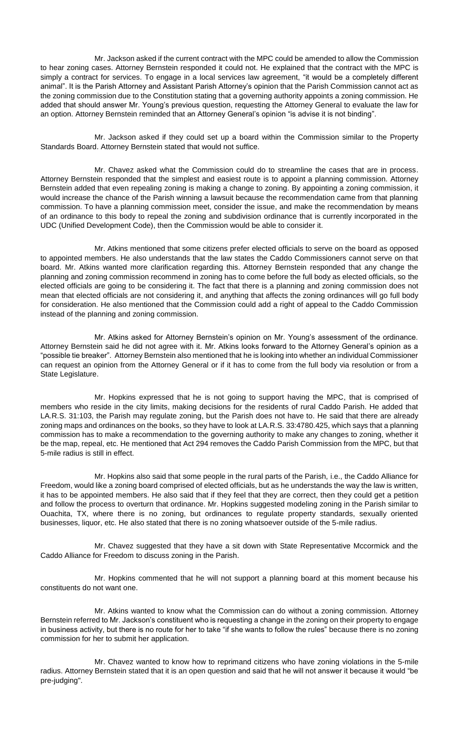Mr. Jackson asked if the current contract with the MPC could be amended to allow the Commission to hear zoning cases. Attorney Bernstein responded it could not. He explained that the contract with the MPC is simply a contract for services. To engage in a local services law agreement, "it would be a completely different animal". It is the Parish Attorney and Assistant Parish Attorney's opinion that the Parish Commission cannot act as the zoning commission due to the Constitution stating that a governing authority appoints a zoning commission. He added that should answer Mr. Young's previous question, requesting the Attorney General to evaluate the law for an option. Attorney Bernstein reminded that an Attorney General's opinion "is advise it is not binding".

Mr. Jackson asked if they could set up a board within the Commission similar to the Property Standards Board. Attorney Bernstein stated that would not suffice.

Mr. Chavez asked what the Commission could do to streamline the cases that are in process. Attorney Bernstein responded that the simplest and easiest route is to appoint a planning commission. Attorney Bernstein added that even repealing zoning is making a change to zoning. By appointing a zoning commission, it would increase the chance of the Parish winning a lawsuit because the recommendation came from that planning commission. To have a planning commission meet, consider the issue, and make the recommendation by means of an ordinance to this body to repeal the zoning and subdivision ordinance that is currently incorporated in the UDC (Unified Development Code), then the Commission would be able to consider it.

Mr. Atkins mentioned that some citizens prefer elected officials to serve on the board as opposed to appointed members. He also understands that the law states the Caddo Commissioners cannot serve on that board. Mr. Atkins wanted more clarification regarding this. Attorney Bernstein responded that any change the planning and zoning commission recommend in zoning has to come before the full body as elected officials, so the elected officials are going to be considering it. The fact that there is a planning and zoning commission does not mean that elected officials are not considering it, and anything that affects the zoning ordinances will go full body for consideration. He also mentioned that the Commission could add a right of appeal to the Caddo Commission instead of the planning and zoning commission.

Mr. Atkins asked for Attorney Bernstein's opinion on Mr. Young's assessment of the ordinance. Attorney Bernstein said he did not agree with it. Mr. Atkins looks forward to the Attorney General's opinion as a "possible tie breaker". Attorney Bernstein also mentioned that he is looking into whether an individual Commissioner can request an opinion from the Attorney General or if it has to come from the full body via resolution or from a State Legislature.

Mr. Hopkins expressed that he is not going to support having the MPC, that is comprised of members who reside in the city limits, making decisions for the residents of rural Caddo Parish. He added that LA.R.S. 31:103, the Parish may regulate zoning, but the Parish does not have to. He said that there are already zoning maps and ordinances on the books, so they have to look at LA.R.S. 33:4780.425, which says that a planning commission has to make a recommendation to the governing authority to make any changes to zoning, whether it be the map, repeal, etc. He mentioned that Act 294 removes the Caddo Parish Commission from the MPC, but that 5-mile radius is still in effect.

Mr. Hopkins also said that some people in the rural parts of the Parish, i.e., the Caddo Alliance for Freedom, would like a zoning board comprised of elected officials, but as he understands the way the law is written, it has to be appointed members. He also said that if they feel that they are correct, then they could get a petition and follow the process to overturn that ordinance. Mr. Hopkins suggested modeling zoning in the Parish similar to Ouachita, TX, where there is no zoning, but ordinances to regulate property standards, sexually oriented businesses, liquor, etc. He also stated that there is no zoning whatsoever outside of the 5-mile radius.

Mr. Chavez suggested that they have a sit down with State Representative Mccormick and the Caddo Alliance for Freedom to discuss zoning in the Parish.

Mr. Hopkins commented that he will not support a planning board at this moment because his constituents do not want one.

Mr. Atkins wanted to know what the Commission can do without a zoning commission. Attorney Bernstein referred to Mr. Jackson's constituent who is requesting a change in the zoning on their property to engage in business activity, but there is no route for her to take "if she wants to follow the rules" because there is no zoning commission for her to submit her application.

Mr. Chavez wanted to know how to reprimand citizens who have zoning violations in the 5-mile radius. Attorney Bernstein stated that it is an open question and said that he will not answer it because it would "be pre-judging".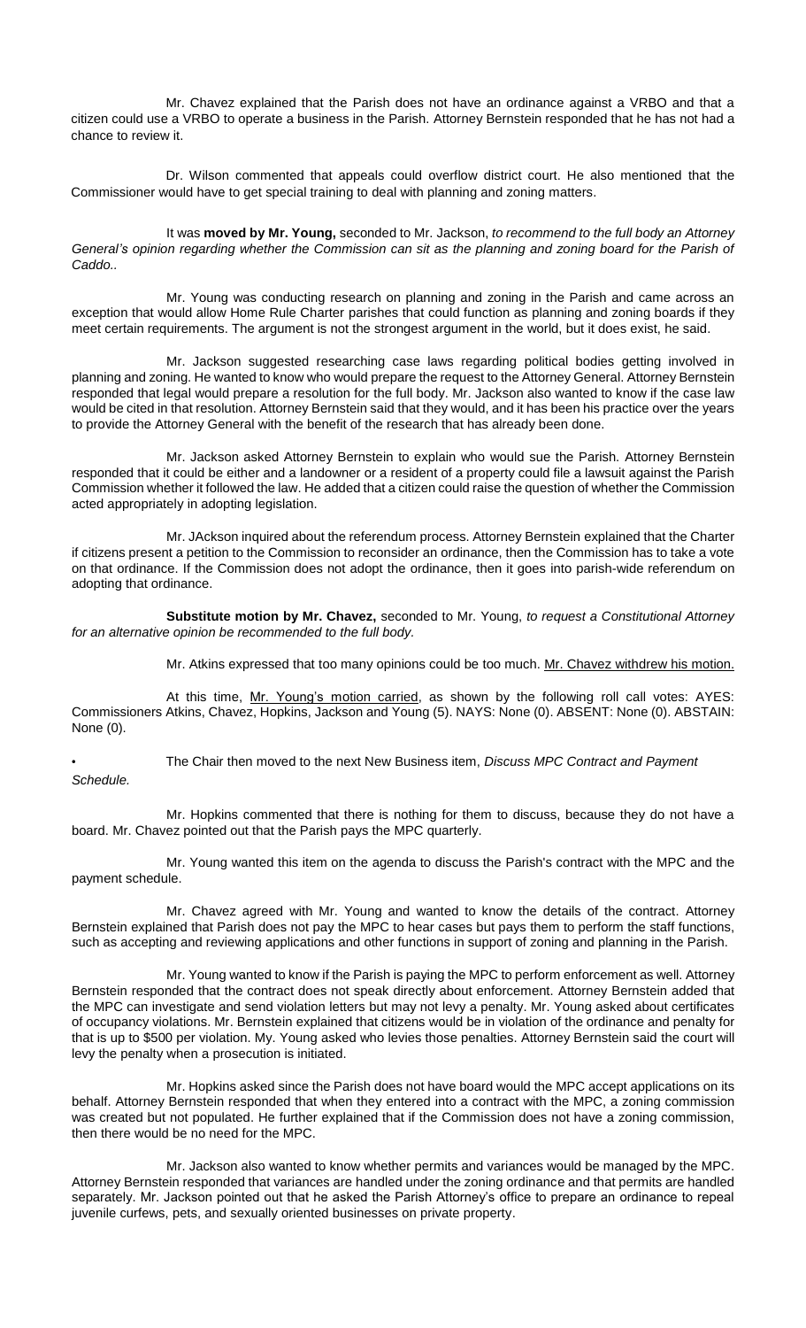Mr. Chavez explained that the Parish does not have an ordinance against a VRBO and that a citizen could use a VRBO to operate a business in the Parish. Attorney Bernstein responded that he has not had a chance to review it.

Dr. Wilson commented that appeals could overflow district court. He also mentioned that the Commissioner would have to get special training to deal with planning and zoning matters.

It was **moved by Mr. Young,** seconded to Mr. Jackson, *to recommend to the full body an Attorney General's opinion regarding whether the Commission can sit as the planning and zoning board for the Parish of Caddo.*.

Mr. Young was conducting research on planning and zoning in the Parish and came across an exception that would allow Home Rule Charter parishes that could function as planning and zoning boards if they meet certain requirements. The argument is not the strongest argument in the world, but it does exist, he said.

Mr. Jackson suggested researching case laws regarding political bodies getting involved in planning and zoning. He wanted to know who would prepare the request to the Attorney General. Attorney Bernstein responded that legal would prepare a resolution for the full body. Mr. Jackson also wanted to know if the case law would be cited in that resolution. Attorney Bernstein said that they would, and it has been his practice over the years to provide the Attorney General with the benefit of the research that has already been done.

Mr. Jackson asked Attorney Bernstein to explain who would sue the Parish. Attorney Bernstein responded that it could be either and a landowner or a resident of a property could file a lawsuit against the Parish Commission whether it followed the law. He added that a citizen could raise the question of whether the Commission acted appropriately in adopting legislation.

Mr. JAckson inquired about the referendum process. Attorney Bernstein explained that the Charter if citizens present a petition to the Commission to reconsider an ordinance, then the Commission has to take a vote on that ordinance. If the Commission does not adopt the ordinance, then it goes into parish-wide referendum on adopting that ordinance.

**Substitute motion by Mr. Chavez,** seconded to Mr. Young, *to request a Constitutional Attorney for an alternative opinion be recommended to the full body.*

Mr. Atkins expressed that too many opinions could be too much. Mr. Chavez withdrew his motion.

At this time, Mr. Young's motion carried, as shown by the following roll call votes: AYES: Commissioners Atkins, Chavez, Hopkins, Jackson and Young (5). NAYS: None (0). ABSENT: None (0). ABSTAIN: None (0).

- The Chair then moved to the next New Business item, *Discuss MPC Contract and Payment Schedule.*

Mr. Hopkins commented that there is nothing for them to discuss, because they do not have a board. Mr. Chavez pointed out that the Parish pays the MPC quarterly.

Mr. Young wanted this item on the agenda to discuss the Parish's contract with the MPC and the payment schedule.

Mr. Chavez agreed with Mr. Young and wanted to know the details of the contract. Attorney Bernstein explained that Parish does not pay the MPC to hear cases but pays them to perform the staff functions, such as accepting and reviewing applications and other functions in support of zoning and planning in the Parish.

Mr. Young wanted to know if the Parish is paying the MPC to perform enforcement as well. Attorney Bernstein responded that the contract does not speak directly about enforcement. Attorney Bernstein added that the MPC can investigate and send violation letters but may not levy a penalty. Mr. Young asked about certificates of occupancy violations. Mr. Bernstein explained that citizens would be in violation of the ordinance and penalty for that is up to $500 per violation. My. Young asked who levies those penalties. Attorney Bernstein said the court will levy the penalty when a prosecution is initiated.

Mr. Hopkins asked since the Parish does not have board would the MPC accept applications on its behalf. Attorney Bernstein responded that when they entered into a contract with the MPC, a zoning commission was created but not populated. He further explained that if the Commission does not have a zoning commission, then there would be no need for the MPC.

Mr. Jackson also wanted to know whether permits and variances would be managed by the MPC. Attorney Bernstein responded that variances are handled under the zoning ordinance and that permits are handled separately. Mr. Jackson pointed out that he asked the Parish Attorney's office to prepare an ordinance to repeal juvenile curfews, pets, and sexually oriented businesses on private property.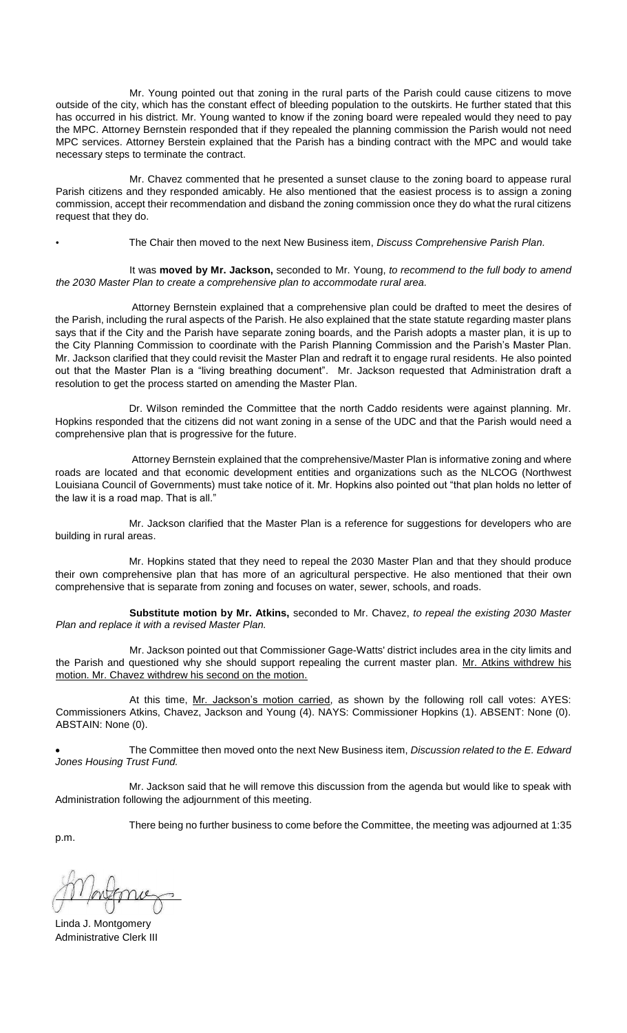Mr. Young pointed out that zoning in the rural parts of the Parish could cause citizens to move outside of the city, which has the constant effect of bleeding population to the outskirts. He further stated that this has occurred in his district. Mr. Young wanted to know if the zoning board were repealed would they need to pay the MPC. Attorney Bernstein responded that if they repealed the planning commission the Parish would not need MPC services. Attorney Berstein explained that the Parish has a binding contract with the MPC and would take necessary steps to terminate the contract.

Mr. Chavez commented that he presented a sunset clause to the zoning board to appease rural Parish citizens and they responded amicably. He also mentioned that the easiest process is to assign a zoning commission, accept their recommendation and disband the zoning commission once they do what the rural citizens request that they do.

- The Chair then moved to the next New Business item, *Discuss Comprehensive Parish Plan.*

It was **moved by Mr. Jackson,** seconded to Mr. Young, *to recommend to the full body to amend the 2030 Master Plan to create a comprehensive plan to accommodate rural area.*

Attorney Bernstein explained that a comprehensive plan could be drafted to meet the desires of the Parish, including the rural aspects of the Parish. He also explained that the state statute regarding master plans says that if the City and the Parish have separate zoning boards, and the Parish adopts a master plan, it is up to the City Planning Commission to coordinate with the Parish Planning Commission and the Parish's Master Plan. Mr. Jackson clarified that they could revisit the Master Plan and redraft it to engage rural residents. He also pointed out that the Master Plan is a "living breathing document". Mr. Jackson requested that Administration draft a resolution to get the process started on amending the Master Plan.

Dr. Wilson reminded the Committee that the north Caddo residents were against planning. Mr. Hopkins responded that the citizens did not want zoning in a sense of the UDC and that the Parish would need a comprehensive plan that is progressive for the future.

Attorney Bernstein explained that the comprehensive/Master Plan is informative zoning and where roads are located and that economic development entities and organizations such as the NLCOG (Northwest Louisiana Council of Governments) must take notice of it. Mr. Hopkins also pointed out "that plan holds no letter of the law it is a road map. That is all."

Mr. Jackson clarified that the Master Plan is a reference for suggestions for developers who are building in rural areas.

Mr. Hopkins stated that they need to repeal the 2030 Master Plan and that they should produce their own comprehensive plan that has more of an agricultural perspective. He also mentioned that their own comprehensive that is separate from zoning and focuses on water, sewer, schools, and roads.

**Substitute motion by Mr. Atkins,** seconded to Mr. Chavez, *to repeal the existing 2030 Master Plan and replace it with a revised Master Plan.*

Mr. Jackson pointed out that Commissioner Gage-Watts' district includes area in the city limits and the Parish and questioned why she should support repealing the current master plan. Mr. Atkins withdrew his motion. Mr. Chavez withdrew his second on the motion.

At this time, Mr. Jackson's motion carried, as shown by the following roll call votes: AYES: Commissioners Atkins, Chavez, Jackson and Young (4). NAYS: Commissioner Hopkins (1). ABSENT: None (0). ABSTAIN: None (0).

- The Committee then moved onto the next New Business item, *Discussion related to the E. Edward Jones Housing Trust Fund.*

Mr. Jackson said that he will remove this discussion from the agenda but would like to speak with Administration following the adjournment of this meeting.

There being no further business to come before the Committee, the meeting was adjourned at 1:35 p.m.

Linda J. Montgomery
Administrative Clerk III